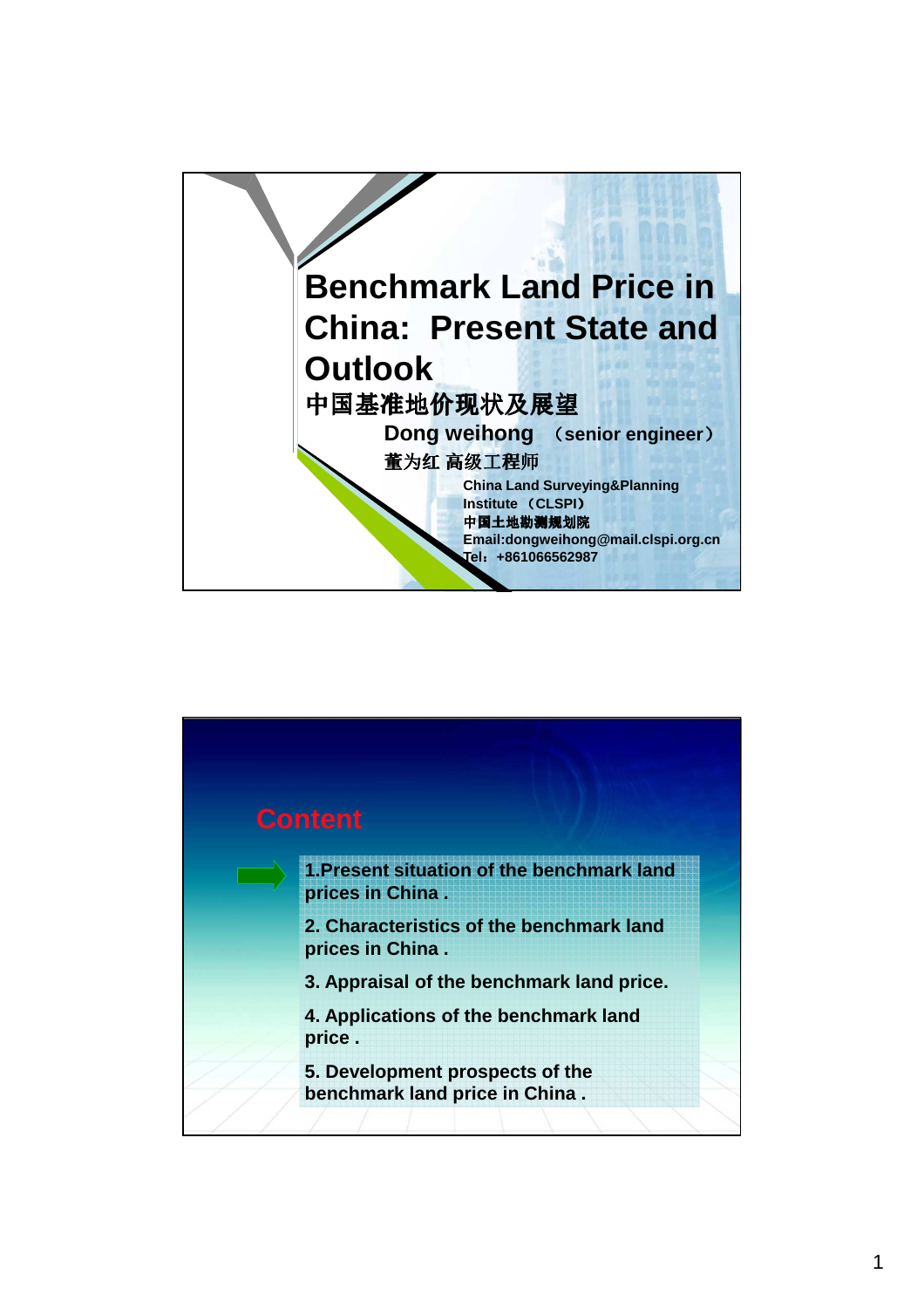# Benchmark Land Price in China: Present State and Outlook

# 中国基准地价现状及展望

**Dong weihong （senior engineer）**

**董为红 高级工程师**

**China Land Surveying&Planning Institute （CLSPI）**

**中国土地勘测规划院**

**Email:dongweihong@mail.clspi.org.cn**

**Tel：+861066562987**

## Content

1. Present situation of the benchmark land prices in China .
2. Characteristics of the benchmark land prices in China .
3. Appraisal of the benchmark land price.
4. Applications of the benchmark land price .
5. Development prospects of the benchmark land price in China .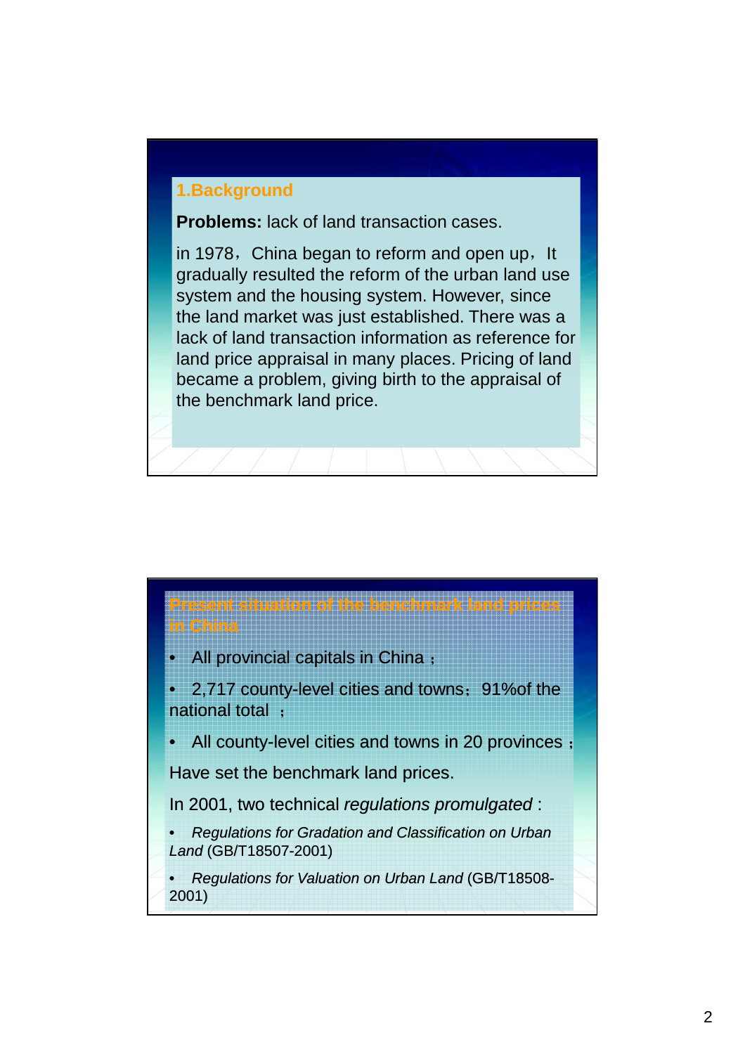## 1.Background

**Problems:** lack of land transaction cases.

in 1978，China began to reform and open up，It gradually resulted the reform of the urban land use system and the housing system. However, since the land market was just established. There was a lack of land transaction information as reference for land price appraisal in many places. Pricing of land became a problem, giving birth to the appraisal of the benchmark land price.

## Present situation of the benchmark land prices in China

- All provincial capitals in China；
- 2,717 county-level cities and towns；91%of the national total ；
- All county-level cities and towns in 20 provinces；

Have set the benchmark land prices.

In 2001, two technical *regulations promulgated*：

- *Regulations for Gradation and Classification on Urban Land* (GB/T18507-2001)
- *Regulations for Valuation on Urban Land* (GB/T18508-2001)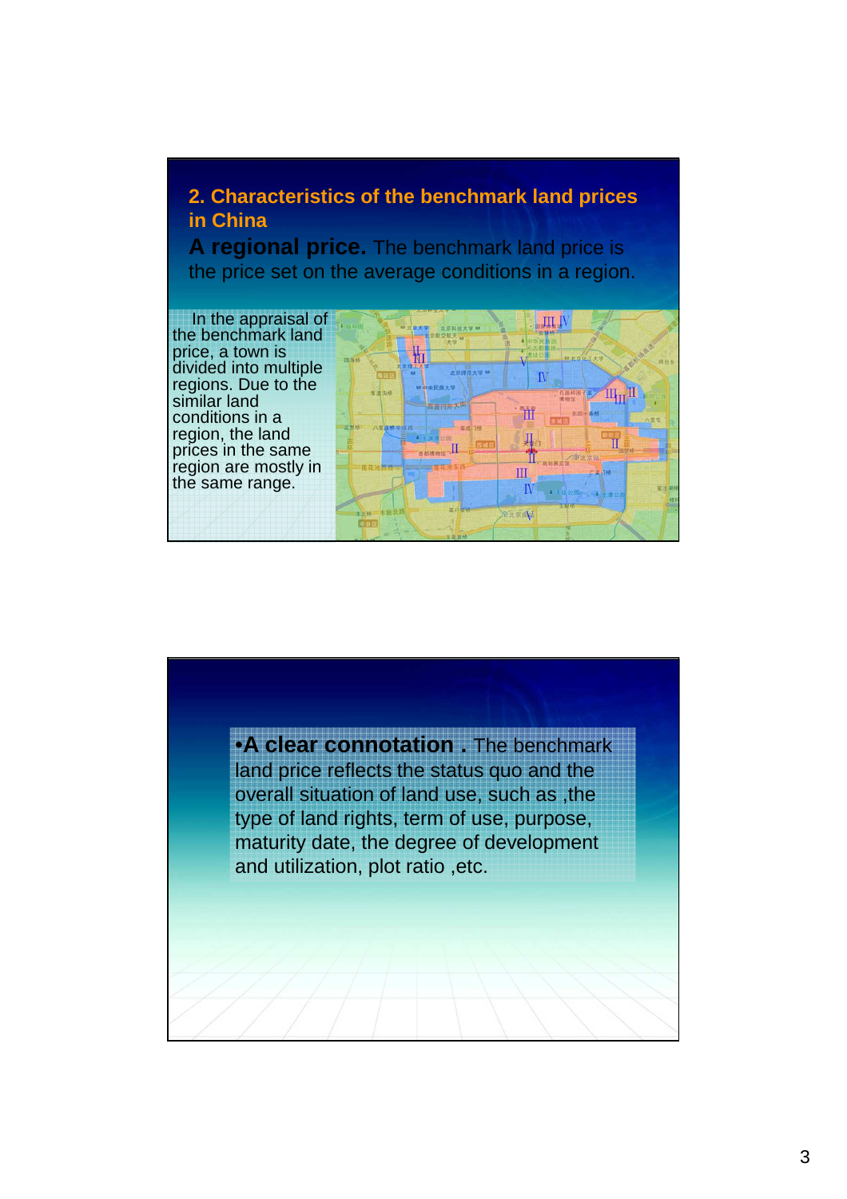## 2. Characteristics of the benchmark land prices in China

**A regional price.** The benchmark land price is the price set on the average conditions in a region.

In the appraisal of the benchmark land price, a town is divided into multiple regions. Due to the similar land conditions in a region, the land prices in the same region are mostly in the same range.

- **A clear connotation .** The benchmark land price reflects the status quo and the overall situation of land use, such as ,the type of land rights, term of use, purpose, maturity date, the degree of development and utilization, plot ratio ,etc.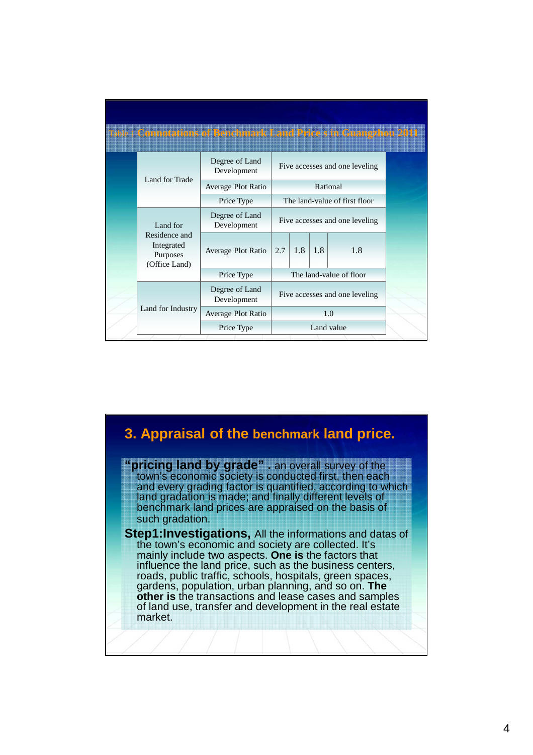Table 1 Connotations of Benchmark Land Price s in Guangzhou 2011

| | | | | | |
|---|---|---|---|---|---|
| Land for Trade | Degree of Land Development | Five accesses and one leveling | | | |
| | Average Plot Ratio | Rational | | | |
| | Price Type | The land-value of first floor | | | |
| Land for Residence and Integrated Purposes (Office Land) | Degree of Land Development | Five accesses and one leveling | | | |
| | Average Plot Ratio | 2.7 | 1.8 | 1.8 | 1.8 |
| | Price Type | The land-value of floor | | | |
| Land for Industry | Degree of Land Development | Five accesses and one leveling | | | |
| | Average Plot Ratio | 1.0 | | | |
| | Price Type | Land value | | | |

## 3. Appraisal of the benchmark land price.

**"pricing land by grade" .** an overall survey of the town's economic society is conducted first, then each and every grading factor is quantified, according to which land gradation is made; and finally different levels of benchmark land prices are appraised on the basis of such gradation.

**Step1:Investigations,** All the informations and datas of the town's economic and society are collected. It's mainly include two aspects. **One is** the factors that influence the land price, such as the business centers, roads, public traffic, schools, hospitals, green spaces, gardens, population, urban planning, and so on. **The other is** the transactions and lease cases and samples of land use, transfer and development in the real estate market.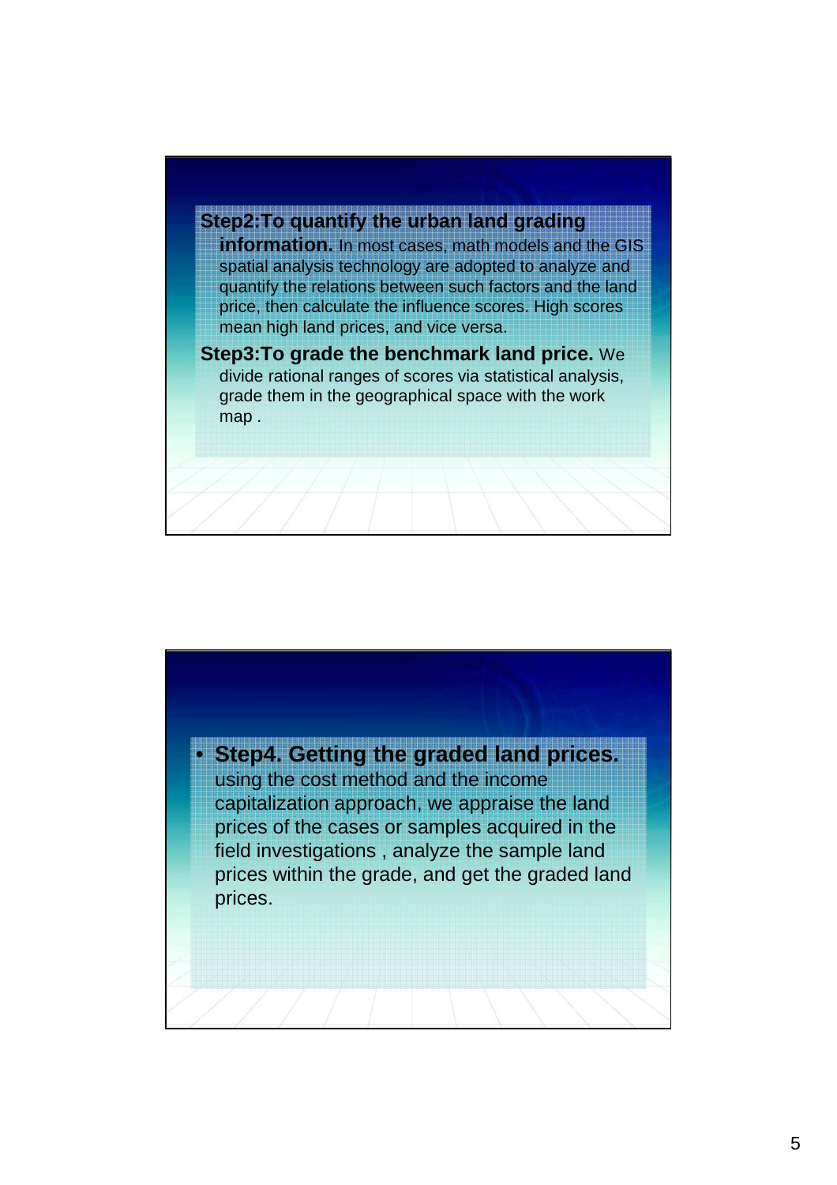**Step2:To quantify the urban land grading information.** In most cases, math models and the GIS spatial analysis technology are adopted to analyze and quantify the relations between such factors and the land price, then calculate the influence scores. High scores mean high land prices, and vice versa.

**Step3:To grade the benchmark land price.** We divide rational ranges of scores via statistical analysis, grade them in the geographical space with the work map .

- **Step4. Getting the graded land prices.** using the cost method and the income capitalization approach, we appraise the land prices of the cases or samples acquired in the field investigations , analyze the sample land prices within the grade, and get the graded land prices.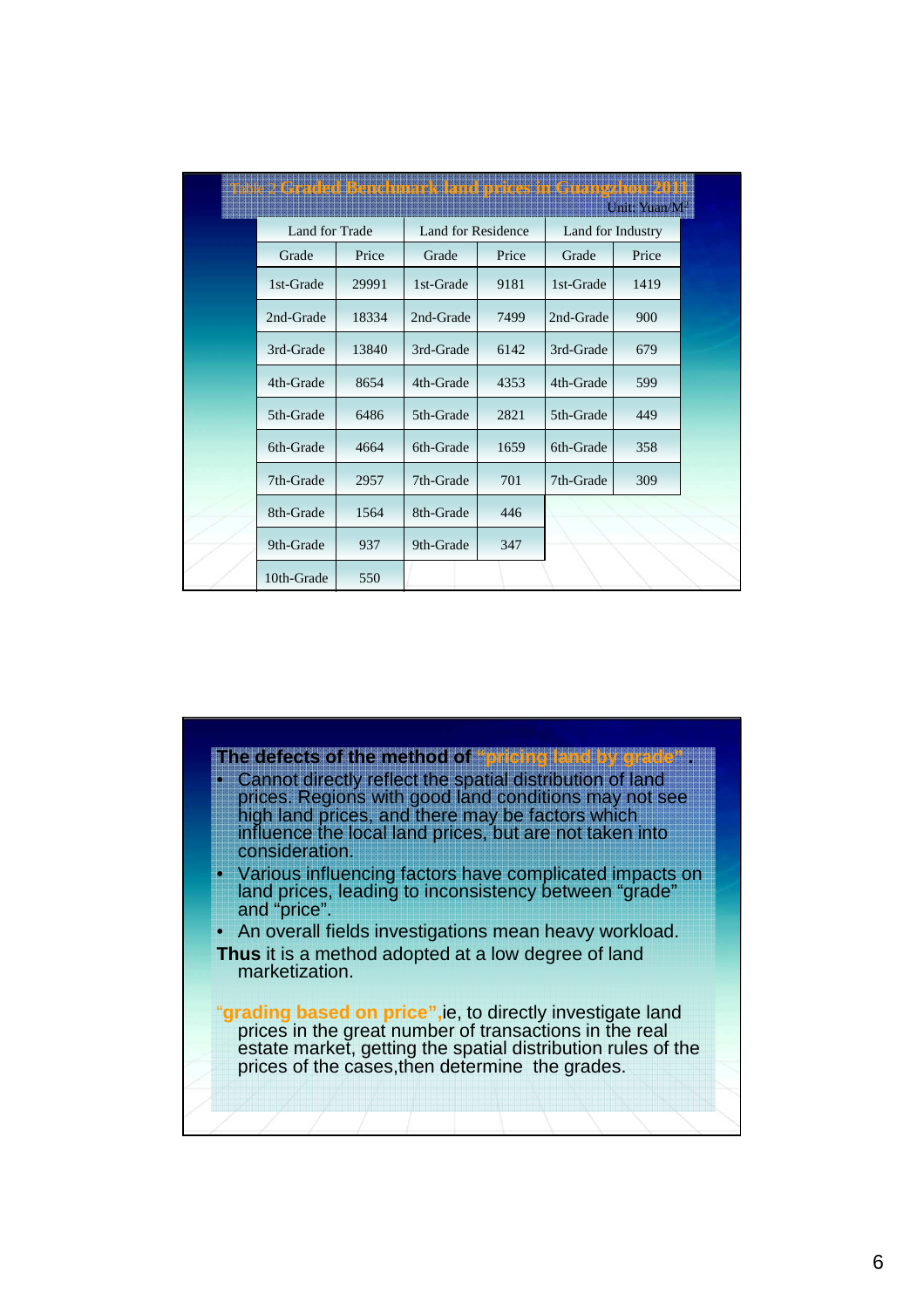## Table 2 Graded Benchmark land prices in Guangzhou 2011

Unit: Yuan/$M^2$

| Land for Trade | | Land for Residence | | Land for Industry | |
|---|---|---|---|---|---|
| Grade | Price | Grade | Price | Grade | Price |
| 1st-Grade | 29991 | 1st-Grade | 9181 | 1st-Grade | 1419 |
| 2nd-Grade | 18334 | 2nd-Grade | 7499 | 2nd-Grade | 900 |
| 3rd-Grade | 13840 | 3rd-Grade | 6142 | 3rd-Grade | 679 |
| 4th-Grade | 8654 | 4th-Grade | 4353 | 4th-Grade | 599 |
| 5th-Grade | 6486 | 5th-Grade | 2821 | 5th-Grade | 449 |
| 6th-Grade | 4664 | 6th-Grade | 1659 | 6th-Grade | 358 |
| 7th-Grade | 2957 | 7th-Grade | 701 | 7th-Grade | 309 |
| 8th-Grade | 1564 | 8th-Grade | 446 | | |
| 9th-Grade | 937 | 9th-Grade | 347 | | |
| 10th-Grade | 550 | | | | |

**The defects of the method of "pricing land by grade".**

- Cannot directly reflect the spatial distribution of land prices. Regions with good land conditions may not see high land prices, and there may be factors which influence the local land prices, but are not taken into consideration.
- Various influencing factors have complicated impacts on land prices, leading to inconsistency between "grade" and "price".
- An overall fields investigations mean heavy workload.

**Thus** it is a method adopted at a low degree of land marketization.

**"grading based on price"**,ie, to directly investigate land prices in the great number of transactions in the real estate market, getting the spatial distribution rules of the prices of the cases,then determine the grades.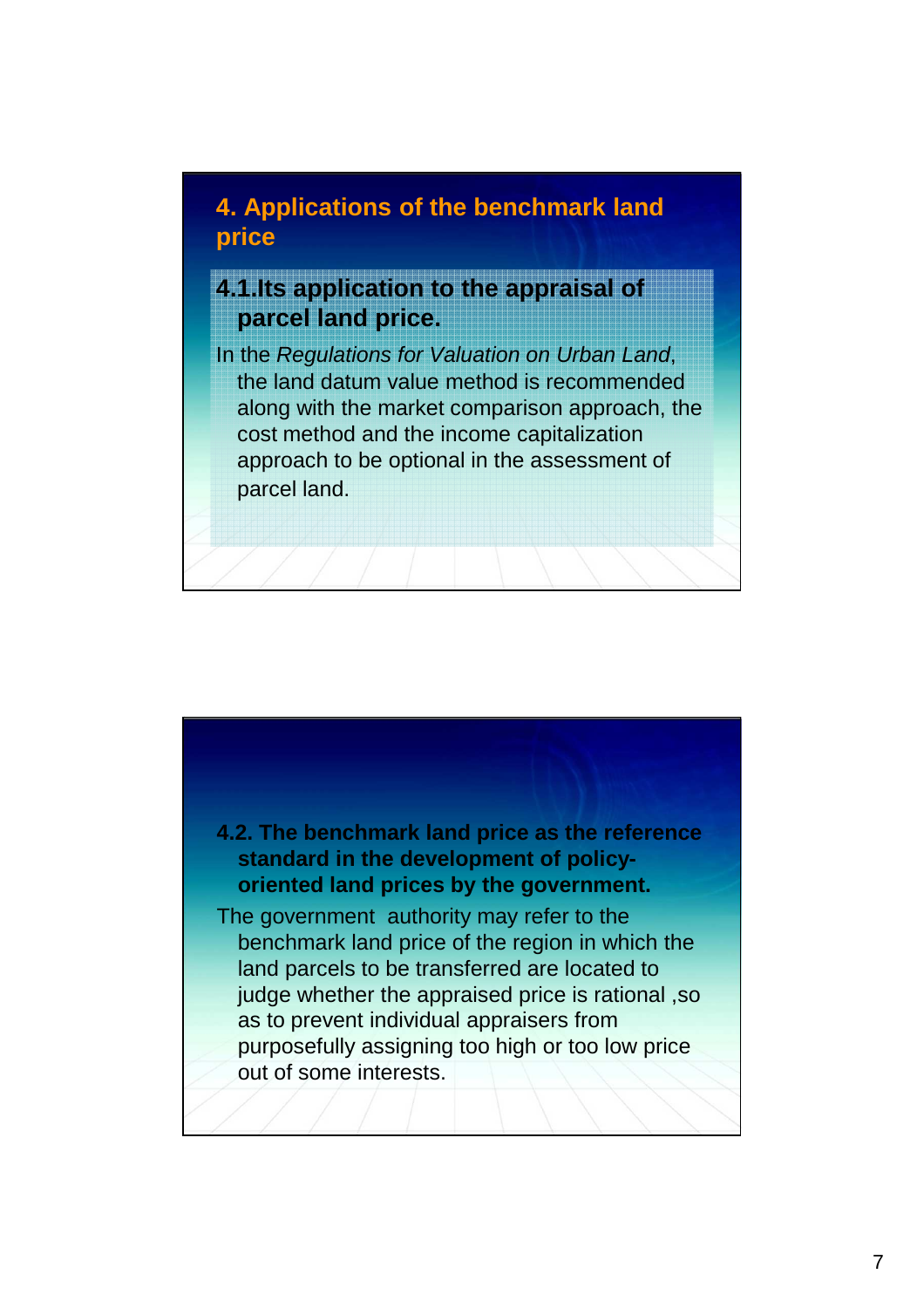## 4. Applications of the benchmark land price

### 4.1.Its application to the appraisal of parcel land price.

In the *Regulations for Valuation on Urban Land*, the land datum value method is recommended along with the market comparison approach, the cost method and the income capitalization approach to be optional in the assessment of parcel land.

### 4.2. The benchmark land price as the reference standard in the development of policy-oriented land prices by the government.

The government authority may refer to the benchmark land price of the region in which the land parcels to be transferred are located to judge whether the appraised price is rational ,so as to prevent individual appraisers from purposefully assigning too high or too low price out of some interests.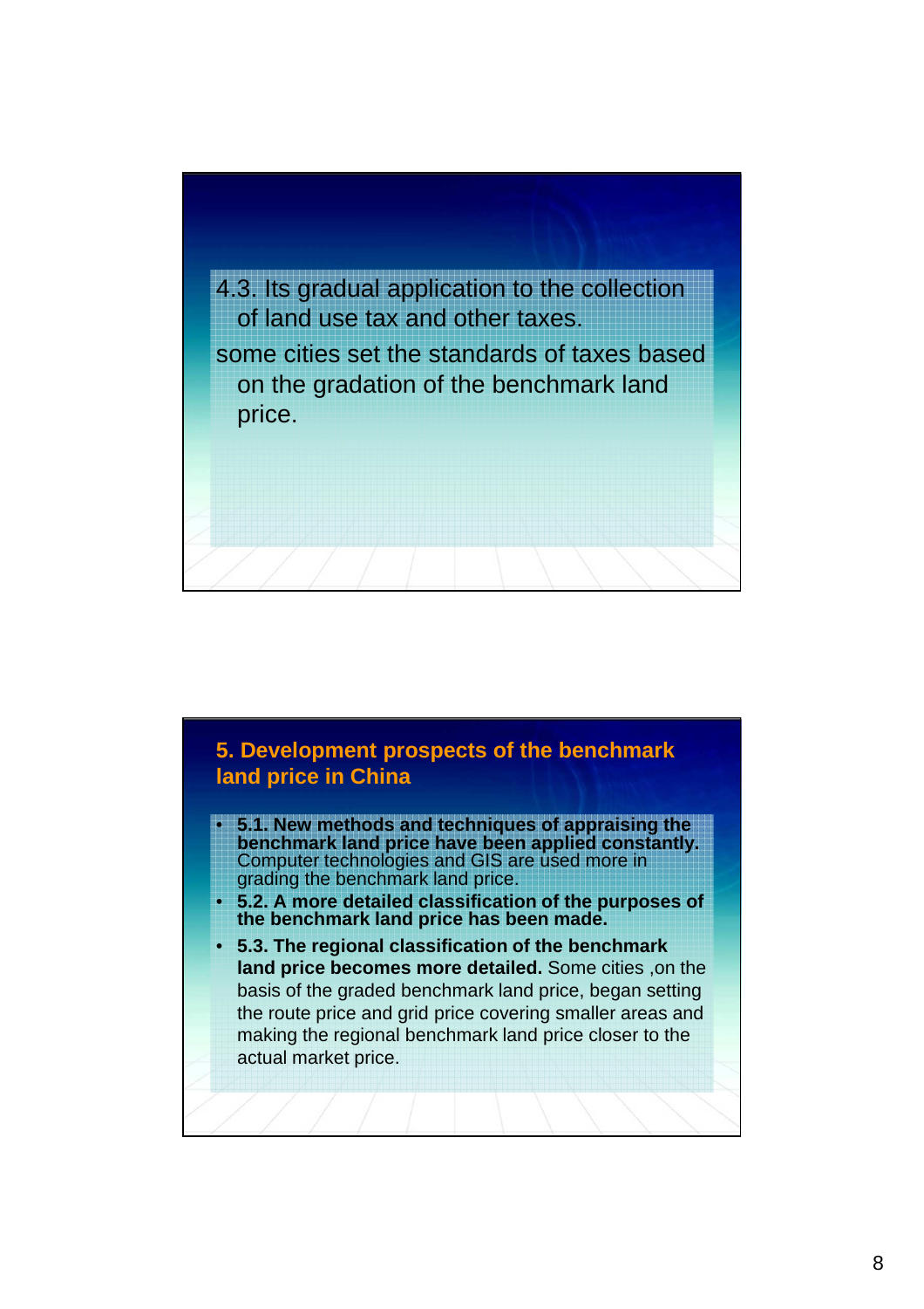4.3. Its gradual application to the collection of land use tax and other taxes.

some cities set the standards of taxes based on the gradation of the benchmark land price.

## 5. Development prospects of the benchmark land price in China

- **5.1. New methods and techniques of appraising the benchmark land price have been applied constantly.** Computer technologies and GIS are used more in grading the benchmark land price.
- **5.2. A more detailed classification of the purposes of the benchmark land price has been made.**
- **5.3. The regional classification of the benchmark land price becomes more detailed.** Some cities ,on the basis of the graded benchmark land price, began setting the route price and grid price covering smaller areas and making the regional benchmark land price closer to the actual market price.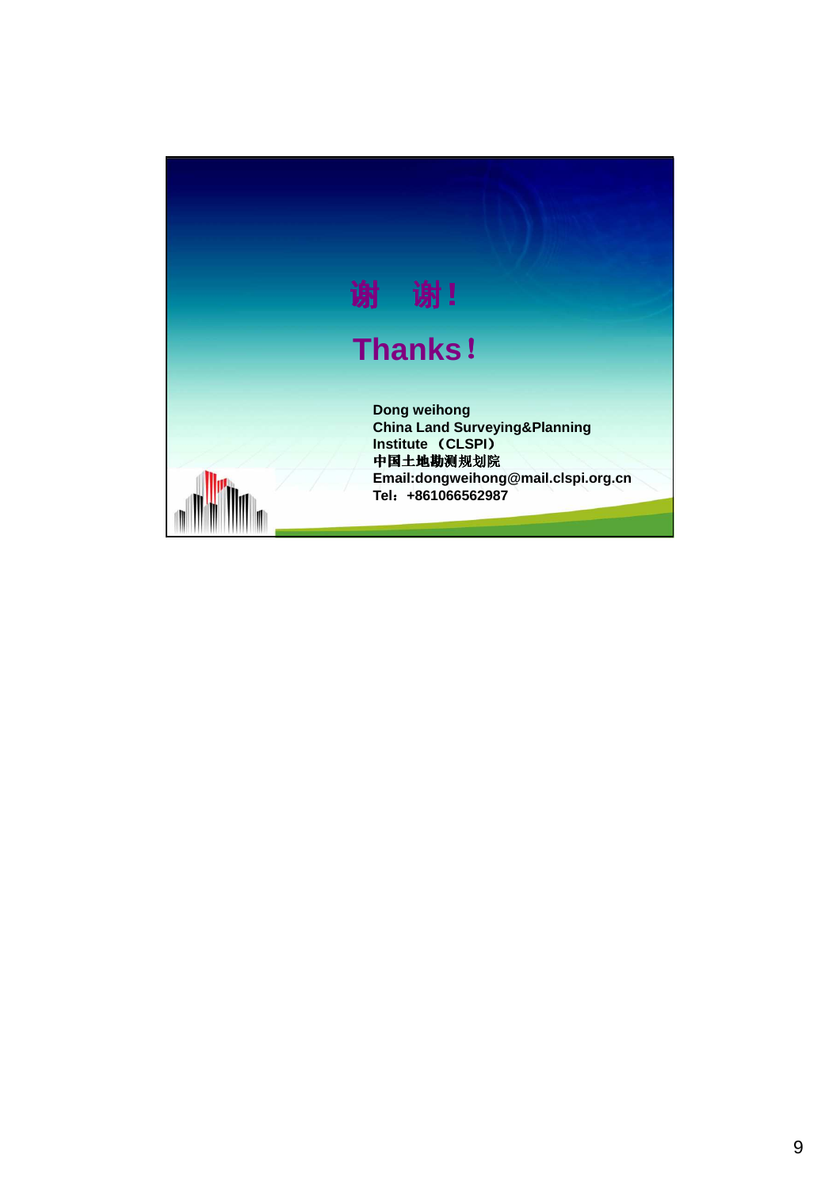# 谢　谢！

# Thanks！

**Dong weihong**
**China Land Surveying&Planning Institute （CLSPI）**
**中国土地勘测规划院**
**Email:dongweihong@mail.clspi.org.cn**
**Tel：+861066562987**